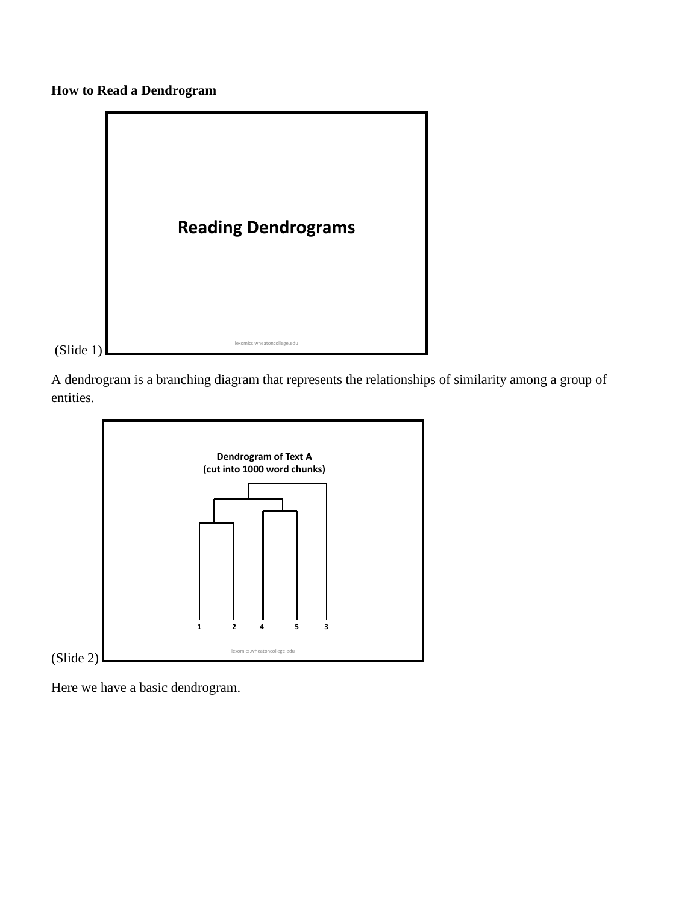**How to Read a Dendrogram**

Reading Dendrograms

lexomics.wheatoncollege.edu

(Slide 1)

A dendrogram is a branching diagram that represents the relationships of similarity among a group of entities.

Dendrogram of Text A
(cut into 1000 word chunks)

1 2 4 5 3

lexomics.wheatoncollege.edu

(Slide 2)

Here we have a basic dendrogram.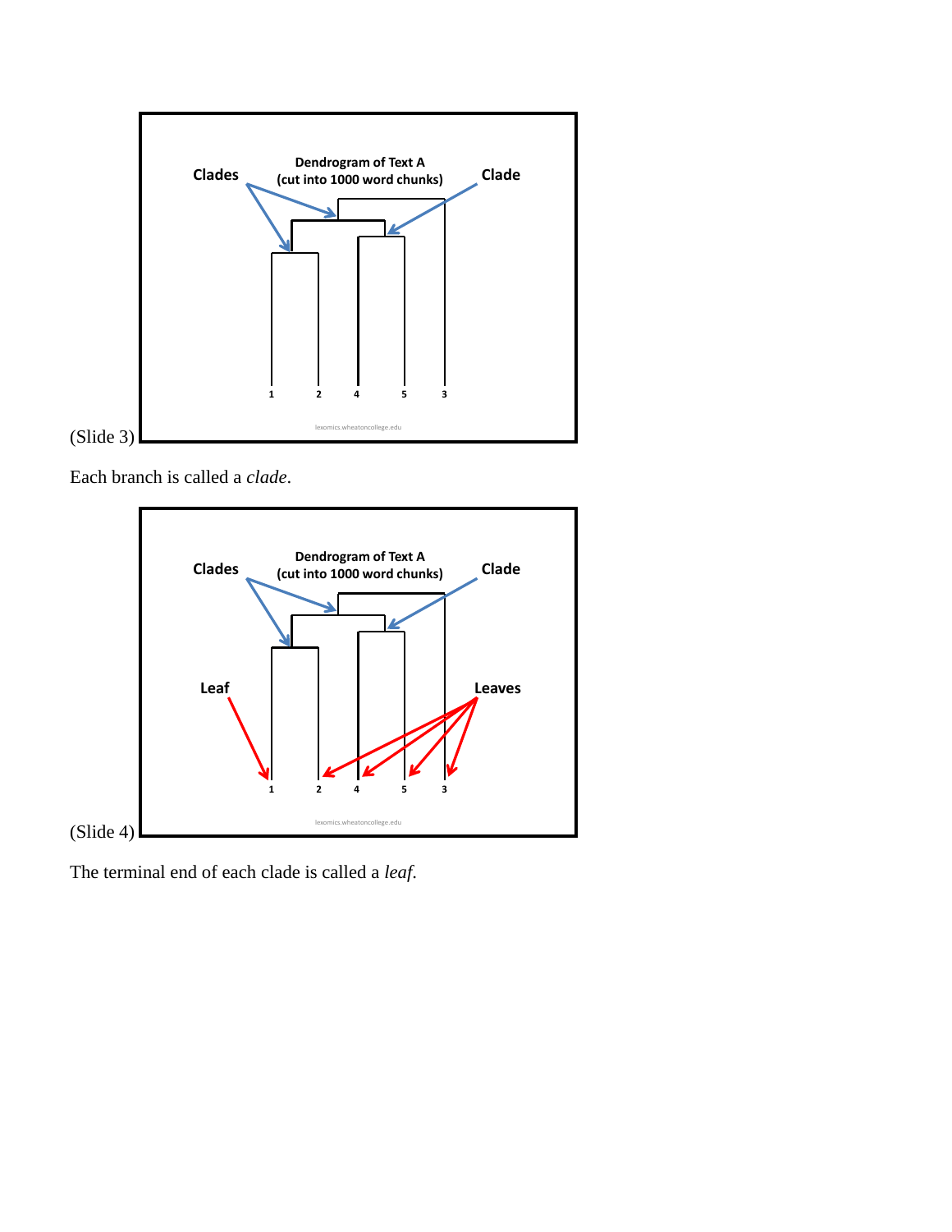(Slide 3)

Each branch is called a *clade*.

(Slide 4)

The terminal end of each clade is called a *leaf*.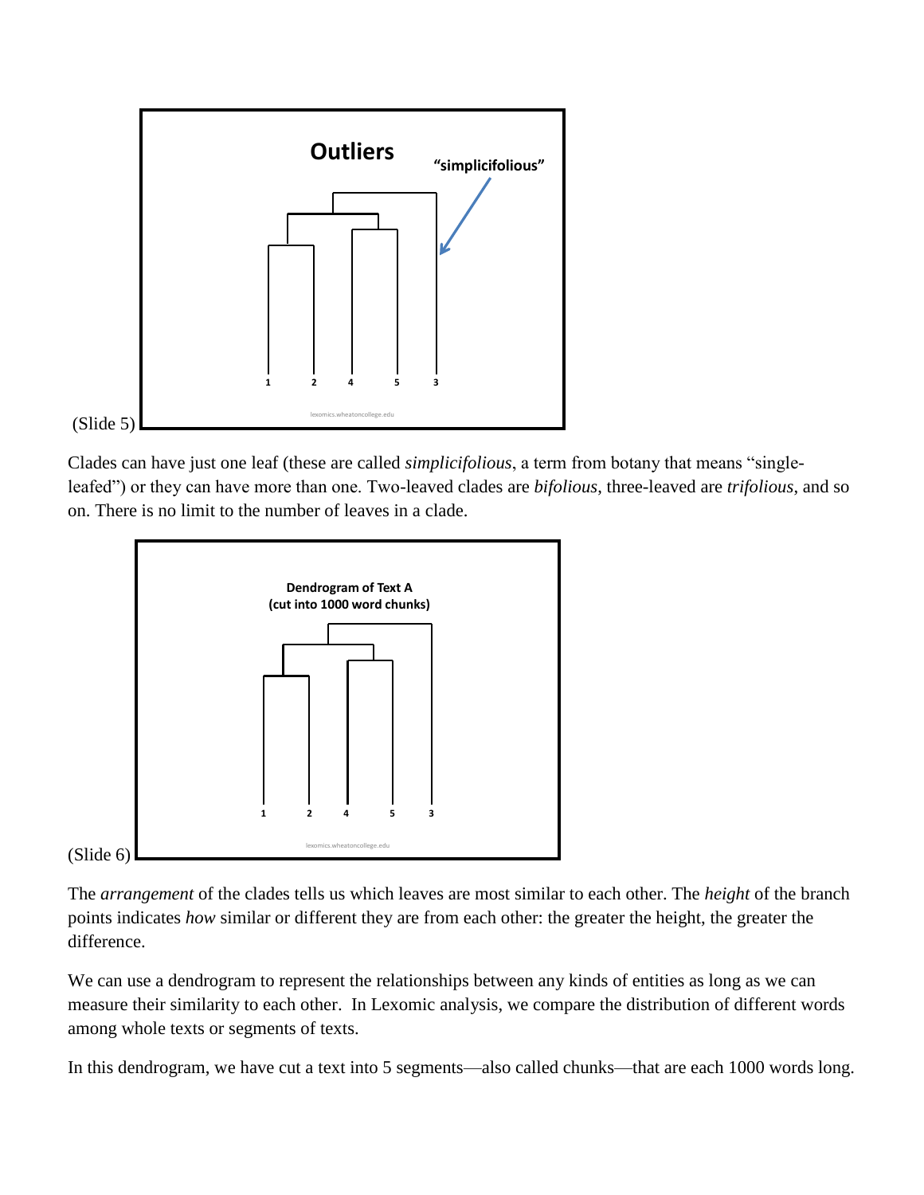(Slide 5)

Clades can have just one leaf (these are called *simplicifolious*, a term from botany that means "single-leafed") or they can have more than one. Two-leaved clades are *bifolious*, three-leaved are *trifolious*, and so on. There is no limit to the number of leaves in a clade.

(Slide 6)

The *arrangement* of the clades tells us which leaves are most similar to each other. The *height* of the branch points indicates *how* similar or different they are from each other: the greater the height, the greater the difference.

We can use a dendrogram to represent the relationships between any kinds of entities as long as we can measure their similarity to each other. In Lexomic analysis, we compare the distribution of different words among whole texts or segments of texts.

In this dendrogram, we have cut a text into 5 segments—also called chunks—that are each 1000 words long.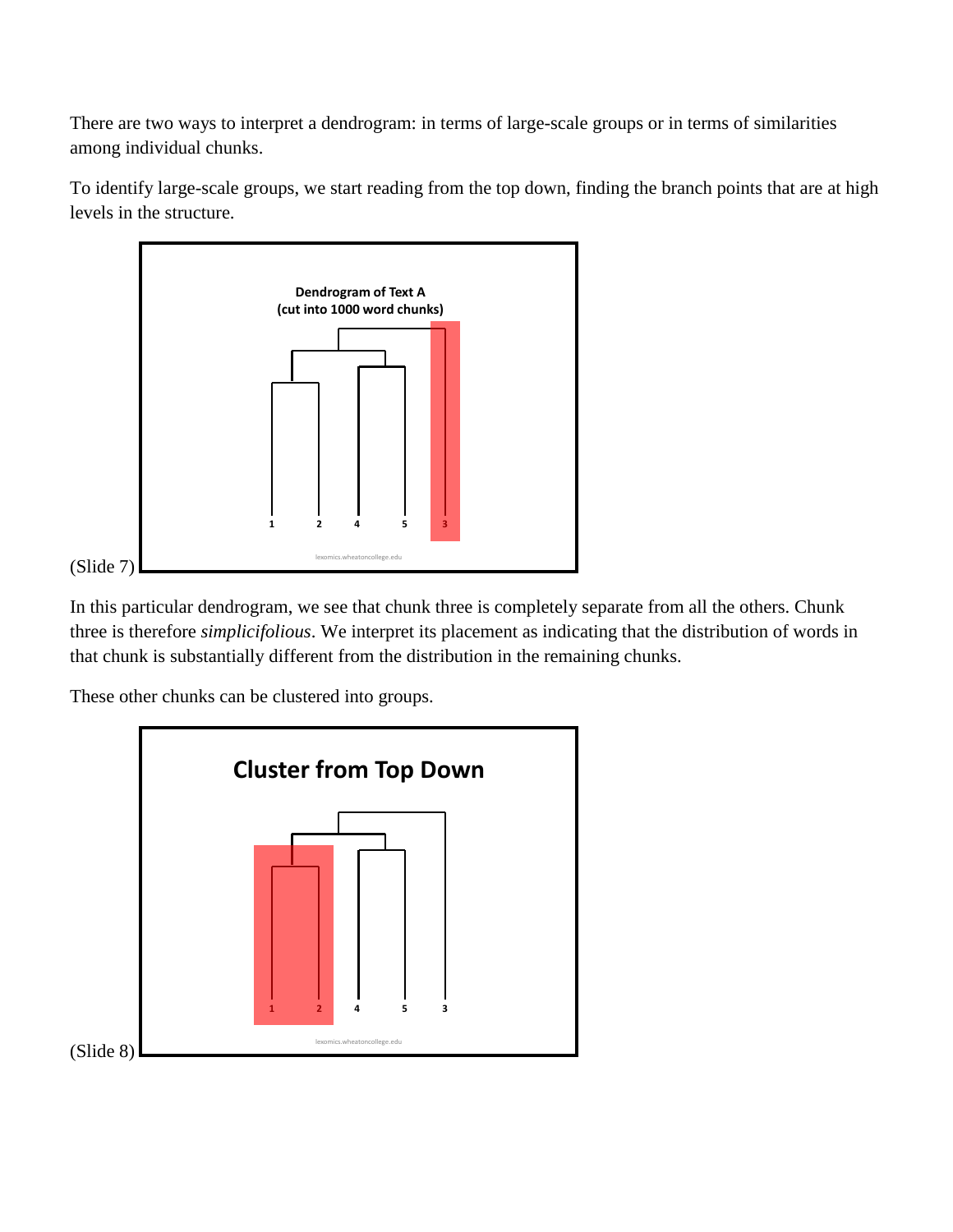There are two ways to interpret a dendrogram: in terms of large-scale groups or in terms of similarities among individual chunks.

To identify large-scale groups, we start reading from the top down, finding the branch points that are at high levels in the structure.

(Slide 7)

In this particular dendrogram, we see that chunk three is completely separate from all the others. Chunk three is therefore *simplicifolious*. We interpret its placement as indicating that the distribution of words in that chunk is substantially different from the distribution in the remaining chunks.

These other chunks can be clustered into groups.

(Slide 8)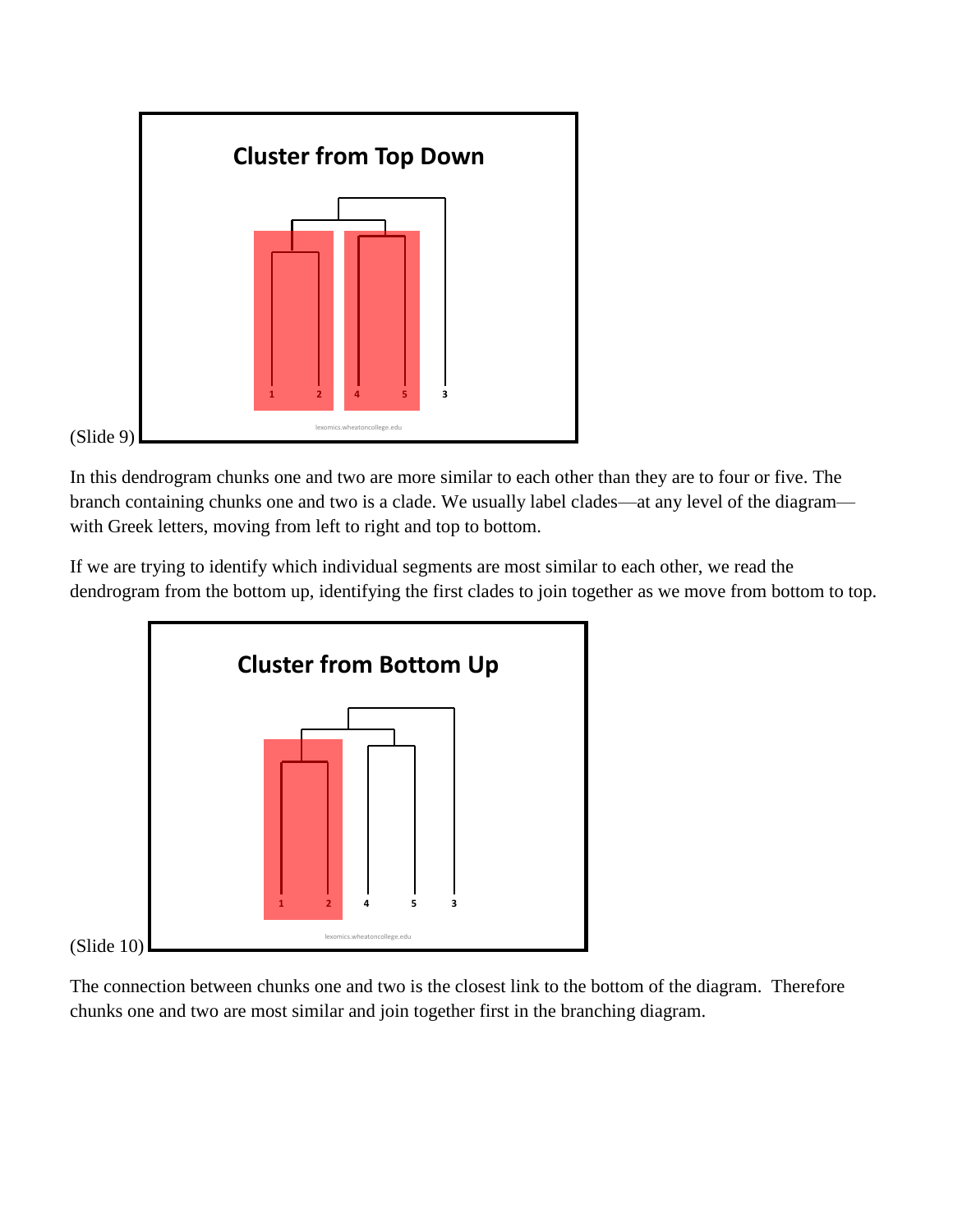(Slide 9)

In this dendrogram chunks one and two are more similar to each other than they are to four or five. The branch containing chunks one and two is a clade. We usually label clades—at any level of the diagram—with Greek letters, moving from left to right and top to bottom.

If we are trying to identify which individual segments are most similar to each other, we read the dendrogram from the bottom up, identifying the first clades to join together as we move from bottom to top.

(Slide 10)

The connection between chunks one and two is the closest link to the bottom of the diagram. Therefore chunks one and two are most similar and join together first in the branching diagram.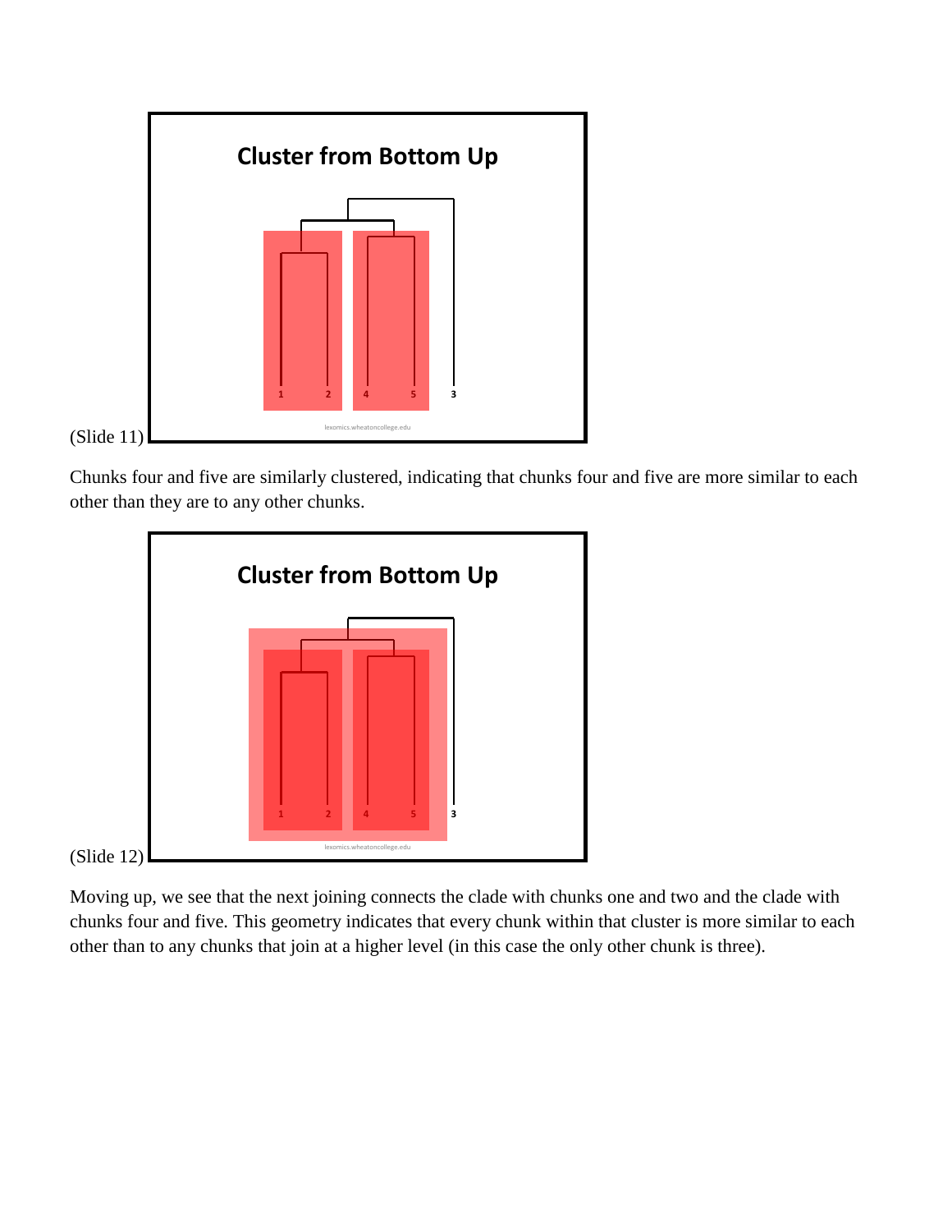(Slide 11)

Chunks four and five are similarly clustered, indicating that chunks four and five are more similar to each other than they are to any other chunks.

(Slide 12)

Moving up, we see that the next joining connects the clade with chunks one and two and the clade with chunks four and five. This geometry indicates that every chunk within that cluster is more similar to each other than to any chunks that join at a higher level (in this case the only other chunk is three).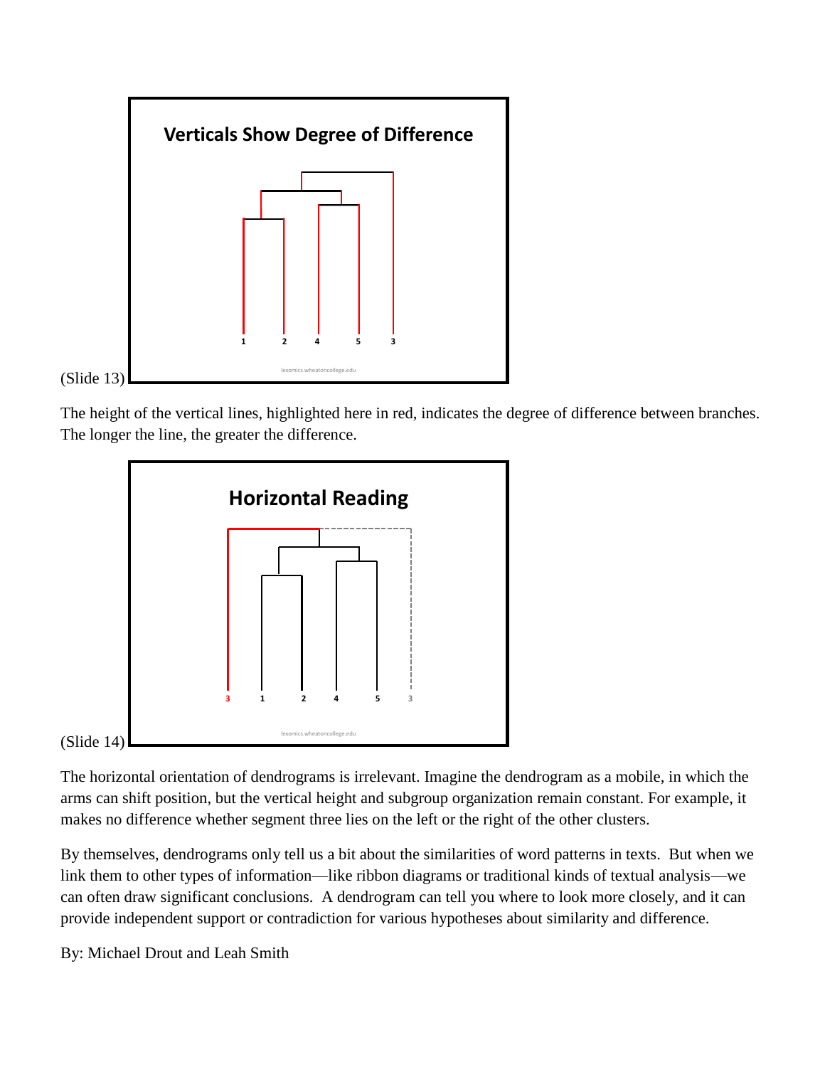(Slide 13)

The height of the vertical lines, highlighted here in red, indicates the degree of difference between branches. The longer the line, the greater the difference.

(Slide 14)

The horizontal orientation of dendrograms is irrelevant. Imagine the dendrogram as a mobile, in which the arms can shift position, but the vertical height and subgroup organization remain constant. For example, it makes no difference whether segment three lies on the left or the right of the other clusters.

By themselves, dendrograms only tell us a bit about the similarities of word patterns in texts. But when we link them to other types of information—like ribbon diagrams or traditional kinds of textual analysis—we can often draw significant conclusions. A dendrogram can tell you where to look more closely, and it can provide independent support or contradiction for various hypotheses about similarity and difference.

By: Michael Drout and Leah Smith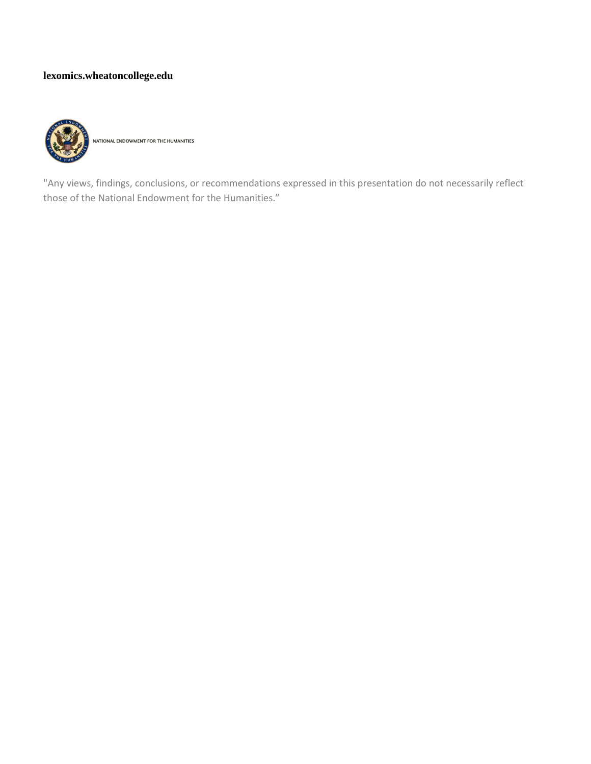**lexomics.wheatoncollege.edu**

NATIONAL ENDOWMENT FOR THE HUMANITIES

"Any views, findings, conclusions, or recommendations expressed in this presentation do not necessarily reflect those of the National Endowment for the Humanities."